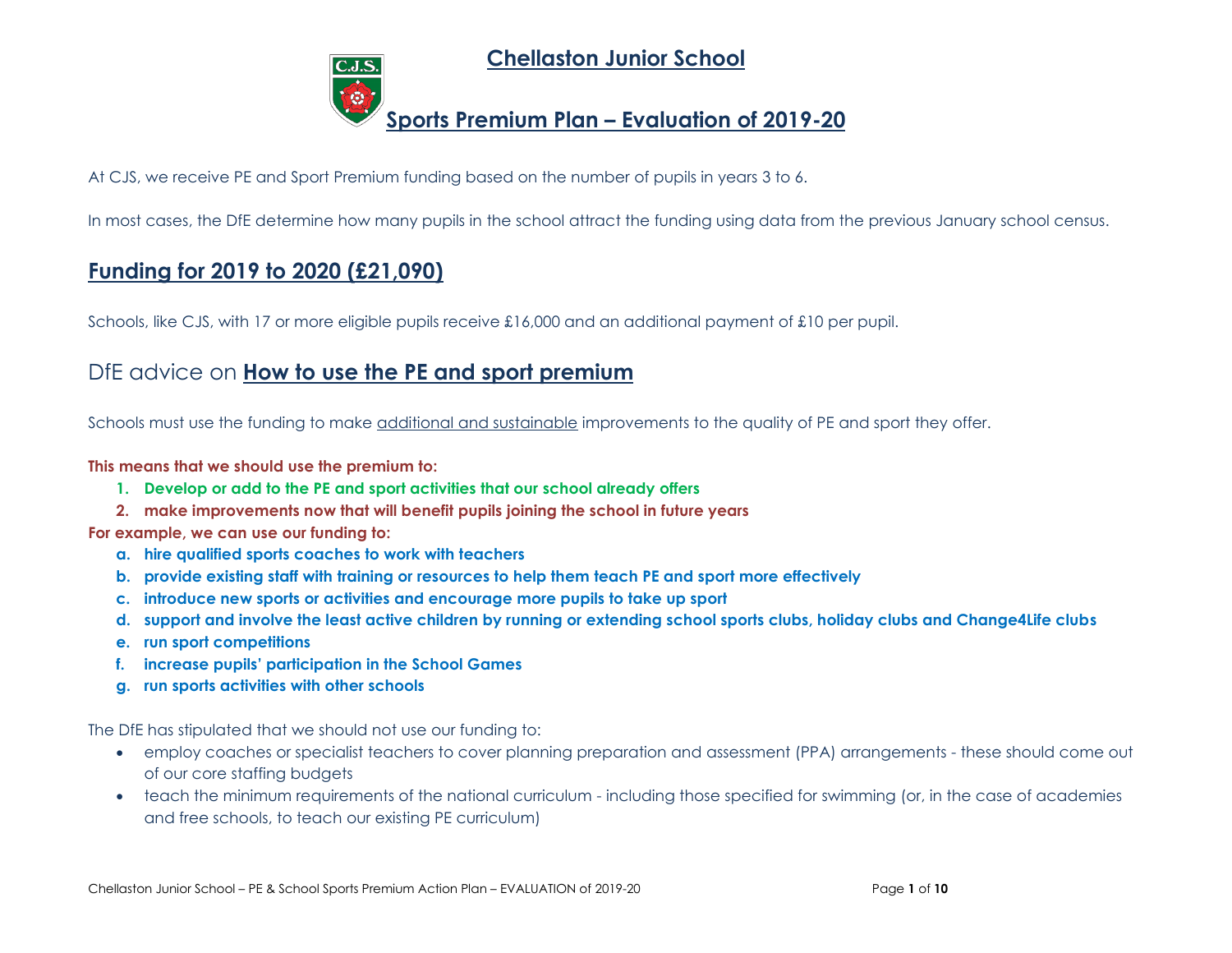# Chellaston Junior School

## Sports Premium Plan – Evaluation of 2019-20

At CJS, we receive PE and Sport Premium funding based on the number of pupils in years 3 to 6.

In most cases, the DfE determine how many pupils in the school attract the funding using data from the previous January school census.

## Funding for 2019 to 2020 (£21,090)

Schools, like CJS, with 17 or more eligible pupils receive £16,000 and an additional payment of £10 per pupil.

## DfE advice on **How to use the PE and sport premium**

Schools must use the funding to make additional and sustainable improvements to the quality of PE and sport they offer.

**This means that we should use the premium to:**

1. **Develop or add to the PE and sport activities that our school already offers**
2. **make improvements now that will benefit pupils joining the school in future years**

**For example, we can use our funding to:**

a. **hire qualified sports coaches to work with teachers**
b. **provide existing staff with training or resources to help them teach PE and sport more effectively**
c. **introduce new sports or activities and encourage more pupils to take up sport**
d. **support and involve the least active children by running or extending school sports clubs, holiday clubs and Change4Life clubs**
e. **run sport competitions**
f. **increase pupils' participation in the School Games**
g. **run sports activities with other schools**

The DfE has stipulated that we should not use our funding to:

- employ coaches or specialist teachers to cover planning preparation and assessment (PPA) arrangements - these should come out of our core staffing budgets
- teach the minimum requirements of the national curriculum - including those specified for swimming (or, in the case of academies and free schools, to teach our existing PE curriculum)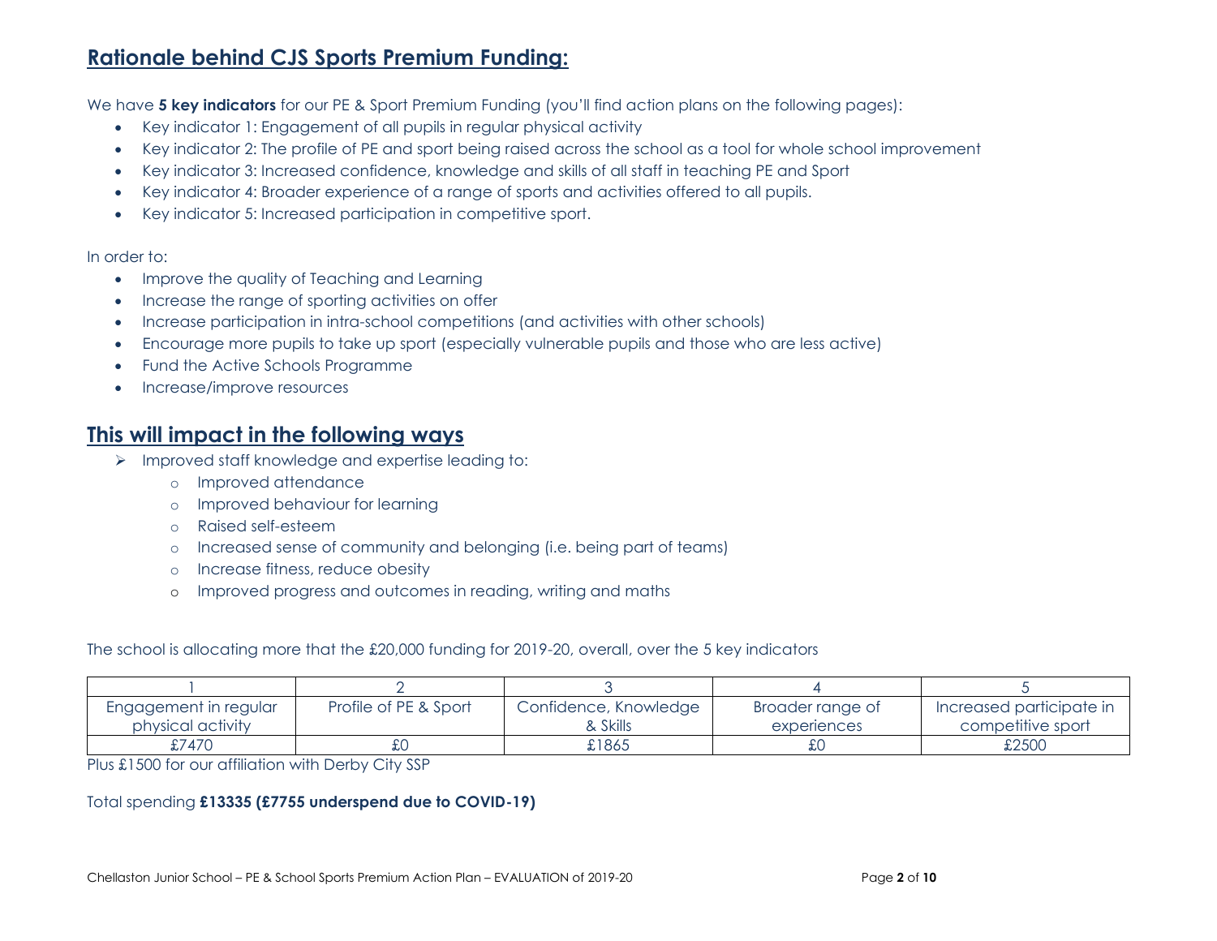## Rationale behind CJS Sports Premium Funding:

We have **5 key indicators** for our PE & Sport Premium Funding (you'll find action plans on the following pages):

- Key indicator 1: Engagement of all pupils in regular physical activity
- Key indicator 2: The profile of PE and sport being raised across the school as a tool for whole school improvement
- Key indicator 3: Increased confidence, knowledge and skills of all staff in teaching PE and Sport
- Key indicator 4: Broader experience of a range of sports and activities offered to all pupils.
- Key indicator 5: Increased participation in competitive sport.

In order to:

- Improve the quality of Teaching and Learning
- Increase the range of sporting activities on offer
- Increase participation in intra-school competitions (and activities with other schools)
- Encourage more pupils to take up sport (especially vulnerable pupils and those who are less active)
- Fund the Active Schools Programme
- Increase/improve resources

## This will impact in the following ways

- Improved staff knowledge and expertise leading to:
  - Improved attendance
  - Improved behaviour for learning
  - Raised self-esteem
  - Increased sense of community and belonging (i.e. being part of teams)
  - Increase fitness, reduce obesity
  - Improved progress and outcomes in reading, writing and maths

The school is allocating more that the £20,000 funding for 2019-20, overall, over the 5 key indicators

| 1 | 2 | 3 | 4 | 5 |
|---|---|---|---|---|
| Engagement in regular physical activity | Profile of PE & Sport | Confidence, Knowledge & Skills | Broader range of experiences | Increased participate in competitive sport |
| £7470 | £0 | £1865 | £0 | £2500 |

Plus £1500 for our affiliation with Derby City SSP

Total spending **£13335 (£7755 underspend due to COVID-19)**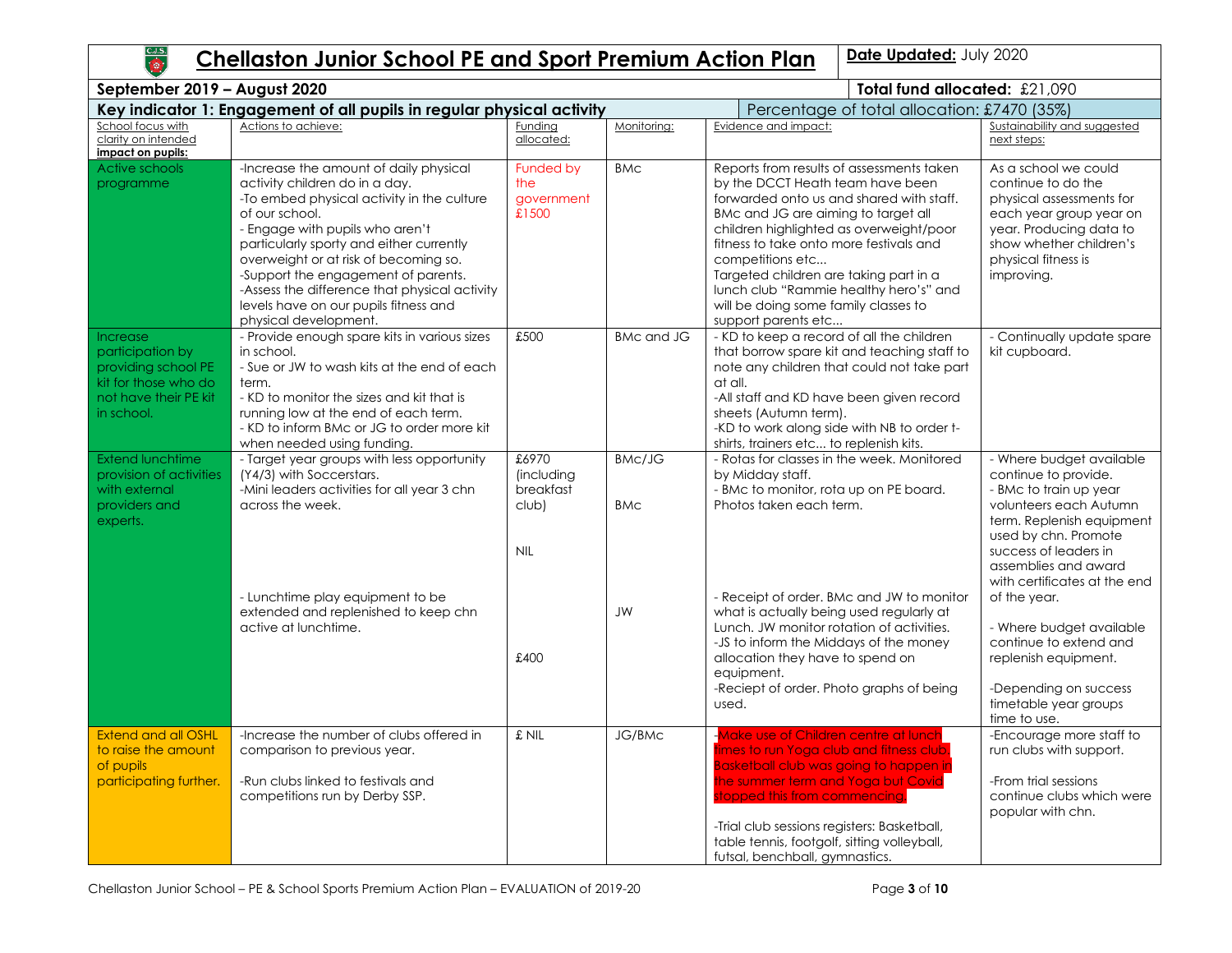# Chellaston Junior School PE and Sport Premium Action Plan

**Date Updated:** July 2020

**September 2019 – August 2020** | **Total fund allocated:** £21,090

| **Key indicator 1: Engagement of all pupils in regular physical activity** | | | | Percentage of total allocation: £7470 (35%) | |
|---|---|---|---|---|---|
| School focus with clarity on intended **impact on pupils:** | Actions to achieve: | Funding allocated: | Monitoring: | Evidence and impact: | Sustainability and suggested next steps: |
| Active schools programme | -Increase the amount of daily physical activity children do in a day.<br>-To embed physical activity in the culture of our school.<br>- Engage with pupils who aren't particularly sporty and either currently overweight or at risk of becoming so.<br>-Support the engagement of parents.<br>-Assess the difference that physical activity levels have on our pupils fitness and physical development. | Funded by the government £1500 | BMc | Reports from results of assessments taken by the DCCT Heath team have been forwarded onto us and shared with staff. BMc and JG are aiming to target all children highlighted as overweight/poor fitness to take onto more festivals and competitions etc...<br>Targeted children are taking part in a lunch club "Rammie healthy hero's" and will be doing some family classes to support parents etc... | As a school we could continue to do the physical assessments for each year group year on year. Producing data to show whether children's physical fitness is improving. |
| Increase participation by providing school PE kit for those who do not have their PE kit in school. | - Provide enough spare kits in various sizes in school.<br>- Sue or JW to wash kits at the end of each term.<br>- KD to monitor the sizes and kit that is running low at the end of each term.<br>- KD to inform BMc or JG to order more kit when needed using funding. | £500 | BMc and JG | - KD to keep a record of all the children that borrow spare kit and teaching staff to note any children that could not take part at all.<br>-All staff and KD have been given record sheets (Autumn term).<br>-KD to work along side with NB to order t-shirts, trainers etc... to replenish kits. | - Continually update spare kit cupboard. |
| Extend lunchtime provision of activities with external providers and experts. | - Target year groups with less opportunity (Y4/3) with Soccerstars.<br>-Mini leaders activities for all year 3 chn across the week.<br><br>- Lunchtime play equipment to be extended and replenished to keep chn active at lunchtime. | £6970 (including breakfast club)<br><br>NIL<br><br>£400 | BMc/JG<br><br>BMc<br><br>JW | - Rotas for classes in the week. Monitored by Midday staff.<br>- BMc to monitor, rota up on PE board. Photos taken each term.<br><br>- Receipt of order. BMc and JW to monitor what is actually being used regularly at Lunch. JW monitor rotation of activities.<br>-JS to inform the Middays of the money allocation they have to spend on equipment.<br>-Reciept of order. Photo graphs of being used. | - Where budget available continue to provide.<br>- BMc to train up year volunteers each Autumn term. Replenish equipment used by chn. Promote success of leaders in assemblies and award with certificates at the end of the year.<br><br>- Where budget available continue to extend and replenish equipment.<br><br>-Depending on success timetable year groups time to use. |
| Extend and all OSHL to raise the amount of pupils participating further. | -Increase the number of clubs offered in comparison to previous year.<br><br>-Run clubs linked to festivals and competitions run by Derby SSP. | £ NIL | JG/BMc | -Make use of Children centre at lunch times to run Yoga club and fitness club. Basketball club was going to happen in the summer term and Yoga but Covid stopped this from commencing.<br><br>-Trial club sessions registers: Basketball, table tennis, footgolf, sitting volleyball, futsal, benchball, gymnastics. | -Encourage more staff to run clubs with support.<br><br>-From trial sessions continue clubs which were popular with chn. |

Chellaston Junior School – PE & School Sports Premium Action Plan – EVALUATION of 2019-20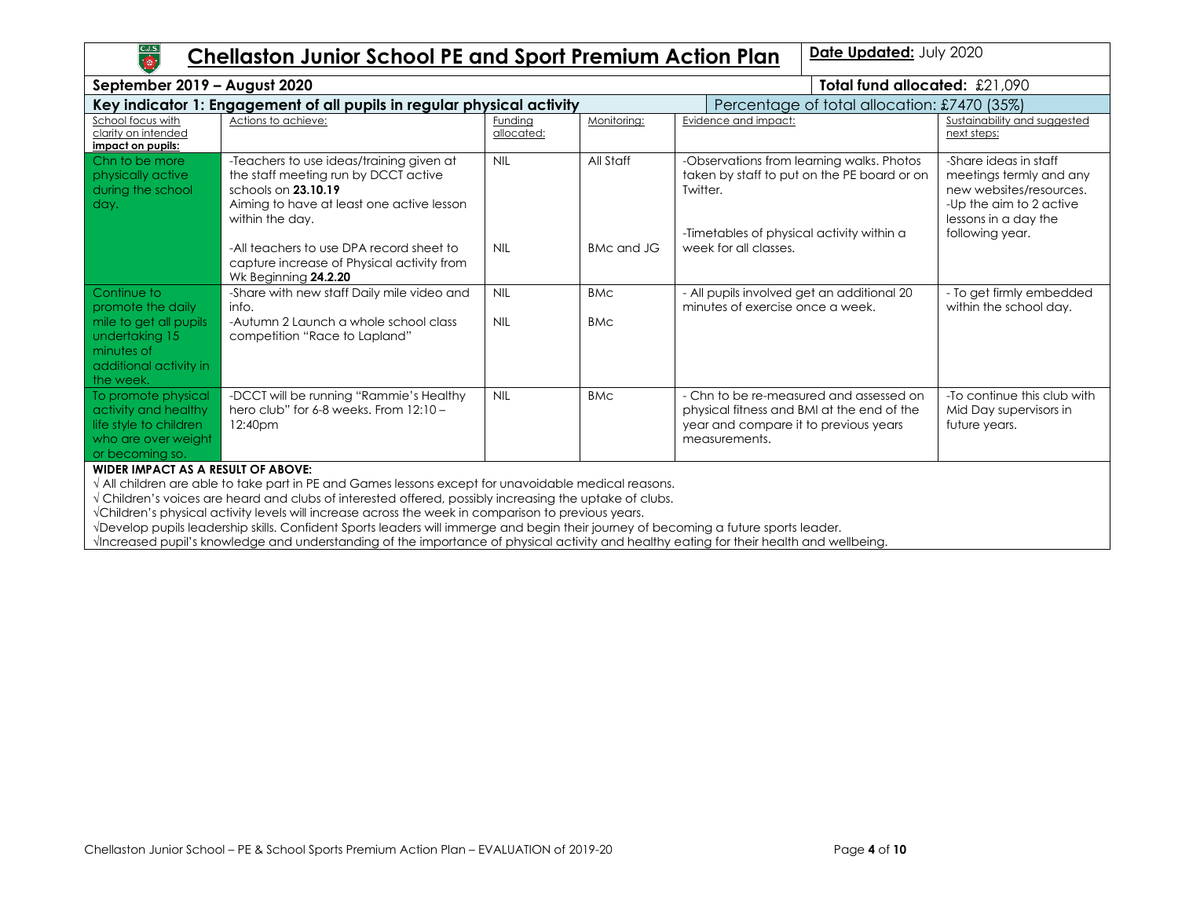# Chellaston Junior School PE and Sport Premium Action Plan

**Date Updated:** July 2020

**September 2019 – August 2020**

**Total fund allocated:** £21,090

## Key indicator 1: Engagement of all pupils in regular physical activity

Percentage of total allocation: £7470 (35%)

| School focus with clarity on intended **impact on pupils:** | Actions to achieve: | Funding allocated: | Monitoring: | Evidence and impact: | Sustainability and suggested next steps: |
|---|---|---|---|---|---|
| Chn to be more physically active during the school day. | -Teachers to use ideas/training given at the staff meeting run by DCCT active schools on **23.10.19** Aiming to have at least one active lesson within the day.<br><br>-All teachers to use DPA record sheet to capture increase of Physical activity from Wk Beginning **24.2.20** | NIL<br><br>NIL | All Staff<br><br>BMc and JG | -Observations from learning walks. Photos taken by staff to put on the PE board or on Twitter.<br><br>-Timetables of physical activity within a week for all classes. | -Share ideas in staff meetings termly and any new websites/resources.<br>-Up the aim to 2 active lessons in a day the following year. |
| Continue to promote the daily mile to get all pupils undertaking 15 minutes of additional activity in the week. | -Share with new staff Daily mile video and info.<br>-Autumn 2 Launch a whole school class competition "Race to Lapland" | NIL<br><br>NIL | BMc<br><br>BMc | - All pupils involved get an additional 20 minutes of exercise once a week. | - To get firmly embedded within the school day. |
| To promote physical activity and healthy life style to children who are over weight or becoming so. | -DCCT will be running "Rammie's Healthy hero club" for 6-8 weeks. From 12:10 – 12:40pm | NIL | BMc | - Chn to be re-measured and assessed on physical fitness and BMI at the end of the year and compare it to previous years measurements. | -To continue this club with Mid Day supervisors in future years. |

**WIDER IMPACT AS A RESULT OF ABOVE:**

√ All children are able to take part in PE and Games lessons except for unavoidable medical reasons.
√ Children's voices are heard and clubs of interested offered, possibly increasing the uptake of clubs.
√Children's physical activity levels will increase across the week in comparison to previous years.
√Develop pupils leadership skills. Confident Sports leaders will immerge and begin their journey of becoming a future sports leader.
√Increased pupil's knowledge and understanding of the importance of physical activity and healthy eating for their health and wellbeing.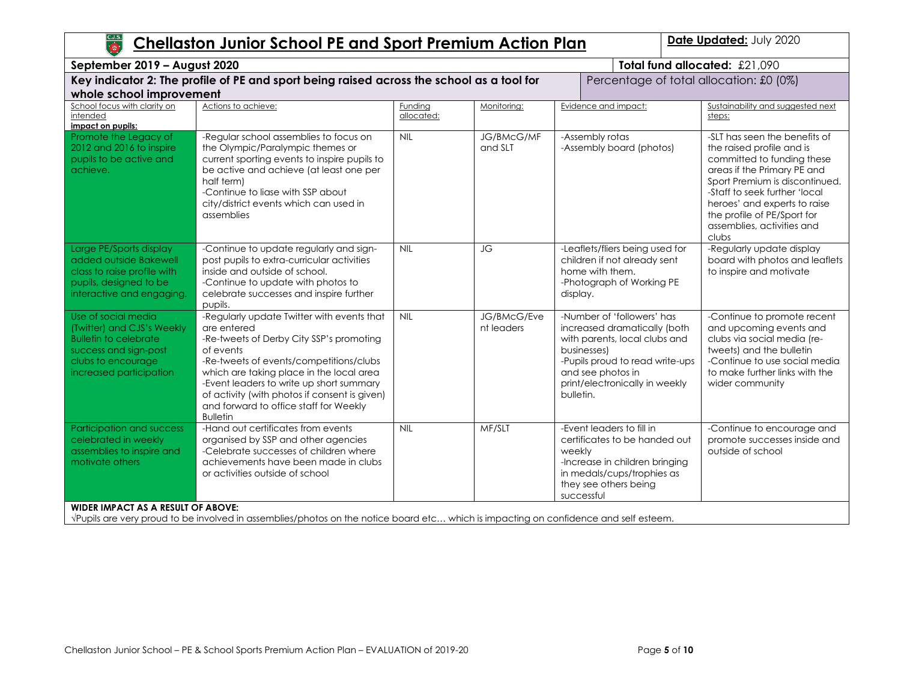# Chellaston Junior School PE and Sport Premium Action Plan

**Date Updated:** July 2020

**September 2019 – August 2020**

**Total fund allocated:** £21,090

**Key indicator 2: The profile of PE and sport being raised across the school as a tool for whole school improvement**

Percentage of total allocation: £0 (0%)

| School focus with clarity on intended **impact on pupils:** | Actions to achieve: | Funding allocated: | Monitoring: | Evidence and impact: | Sustainability and suggested next steps: |
|---|---|---|---|---|---|
| Promote the Legacy of 2012 and 2016 to inspire pupils to be active and achieve. | -Regular school assemblies to focus on the Olympic/Paralympic themes or current sporting events to inspire pupils to be active and achieve (at least one per half term)<br>-Continue to liase with SSP about city/district events which can used in assemblies | NIL | JG/BMcG/MF and SLT | -Assembly rotas<br>-Assembly board (photos) | -SLT has seen the benefits of the raised profile and is committed to funding these areas if the Primary PE and Sport Premium is discontinued.<br>-Staff to seek further 'local heroes' and experts to raise the profile of PE/Sport for assemblies, activities and clubs |
| Large PE/Sports display added outside Bakewell class to raise profile with pupils, designed to be interactive and engaging. | -Continue to update regularly and sign-post pupils to extra-curricular activities inside and outside of school.<br>-Continue to update with photos to celebrate successes and inspire further pupils. | NIL | JG | -Leaflets/fliers being used for children if not already sent home with them.<br>-Photograph of Working PE display. | -Regularly update display board with photos and leaflets to inspire and motivate |
| Use of social media (Twitter) and CJS's Weekly Bulletin to celebrate success and sign-post clubs to encourage increased participation | -Regularly update Twitter with events that are entered<br>-Re-tweets of Derby City SSP's promoting of events<br>-Re-tweets of events/competitions/clubs which are taking place in the local area<br>-Event leaders to write up short summary of activity (with photos if consent is given) and forward to office staff for Weekly Bulletin | NIL | JG/BMcG/Event leaders | -Number of 'followers' has increased dramatically (both with parents, local clubs and businesses)<br>-Pupils proud to read write-ups and see photos in print/electronically in weekly bulletin. | -Continue to promote recent and upcoming events and clubs via social media (re-tweets) and the bulletin<br>-Continue to use social media to make further links with the wider community |
| Participation and success celebrated in weekly assemblies to inspire and motivate others | -Hand out certificates from events organised by SSP and other agencies<br>-Celebrate successes of children where achievements have been made in clubs or activities outside of school | NIL | MF/SLT | -Event leaders to fill in certificates to be handed out weekly<br>-Increase in children bringing in medals/cups/trophies as they see others being successful | -Continue to encourage and promote successes inside and outside of school |

**WIDER IMPACT AS A RESULT OF ABOVE:**

√Pupils are very proud to be involved in assemblies/photos on the notice board etc… which is impacting on confidence and self esteem.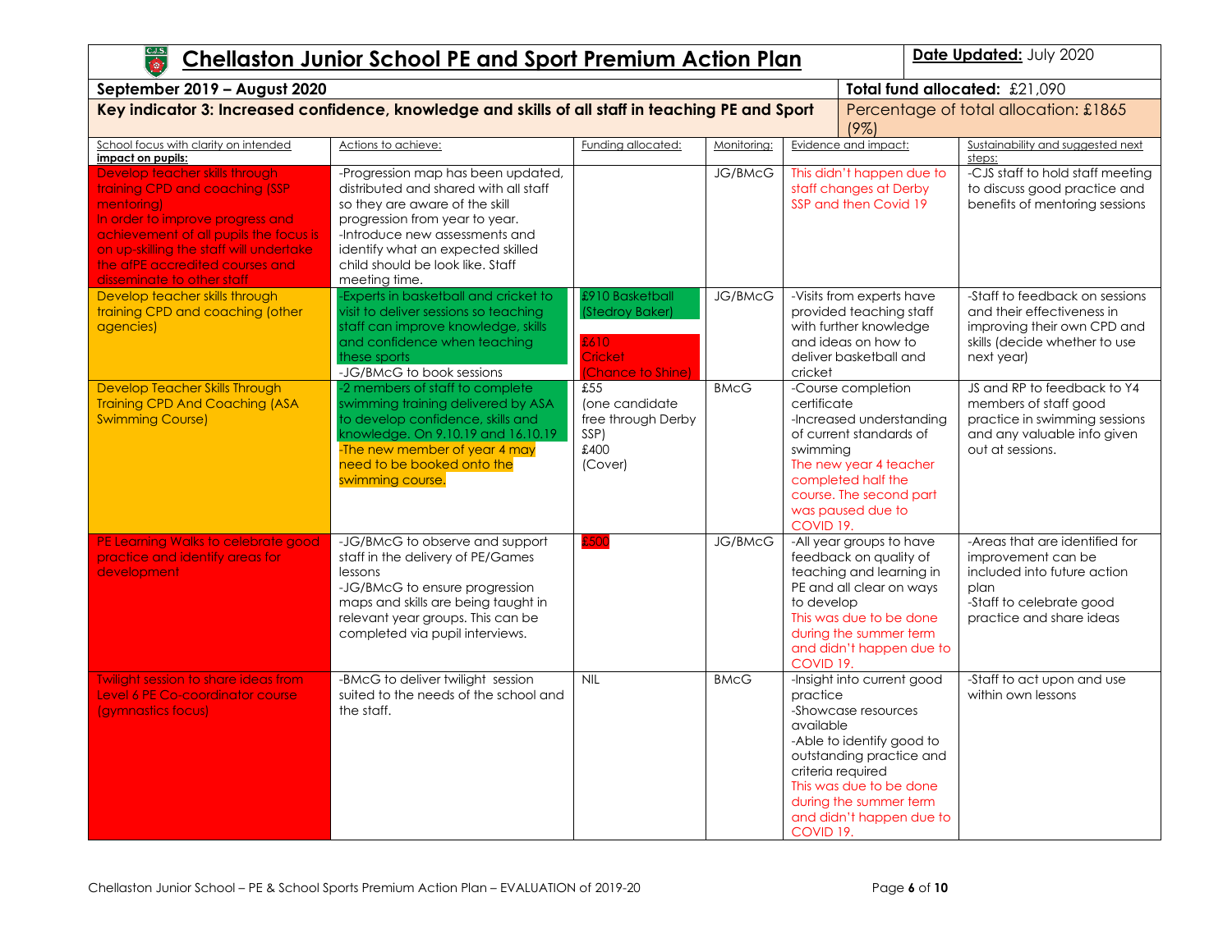# Chellaston Junior School PE and Sport Premium Action Plan

**Date Updated:** July 2020

**September 2019 – August 2020**

**Total fund allocated:** £21,090

**Key indicator 3: Increased confidence, knowledge and skills of all staff in teaching PE and Sport**

Percentage of total allocation: £1865 (9%)

| School focus with clarity on intended **impact on pupils:** | Actions to achieve: | Funding allocated: | Monitoring: | Evidence and impact: | Sustainability and suggested next steps: |
|---|---|---|---|---|---|
| Develop teacher skills through training CPD and coaching (SSP mentoring) In order to improve progress and achievement of all pupils the focus is on up-skilling the staff will undertake the afPE accredited courses and disseminate to other staff | -Progression map has been updated, distributed and shared with all staff so they are aware of the skill progression from year to year. -Introduce new assessments and identify what an expected skilled child should be look like. Staff meeting time. | | JG/BMcG | This didn't happen due to staff changes at Derby SSP and then Covid 19 | -CJS staff to hold staff meeting to discuss good practice and benefits of mentoring sessions |
| Develop teacher skills through training CPD and coaching (other agencies) | -Experts in basketball and cricket to visit to deliver sessions so teaching staff can improve knowledge, skills and confidence when teaching these sports -JG/BMcG to book sessions | £910 Basketball (Stedroy Baker) £610 Cricket (Chance to Shine) | JG/BMcG | -Visits from experts have provided teaching staff with further knowledge and ideas on how to deliver basketball and cricket | -Staff to feedback on sessions and their effectiveness in improving their own CPD and skills (decide whether to use next year) |
| Develop Teacher Skills Through Training CPD And Coaching (ASA Swimming Course) | -2 members of staff to complete swimming training delivered by ASA to develop confidence, skills and knowledge. On 9.10.19 and 16.10.19 -The new member of year 4 may need to be booked onto the swimming course. | £55 (one candidate free through Derby SSP) £400 (Cover) | BMcG | -Course completion certificate -Increased understanding of current standards of swimming The new year 4 teacher completed half the course. The second part was paused due to COVID 19. | JS and RP to feedback to Y4 members of staff good practice in swimming sessions and any valuable info given out at sessions. |
| PE Learning Walks to celebrate good practice and identify areas for development | -JG/BMcG to observe and support staff in the delivery of PE/Games lessons -JG/BMcG to ensure progression maps and skills are being taught in relevant year groups. This can be completed via pupil interviews. | £500 | JG/BMcG | -All year groups to have feedback on quality of teaching and learning in PE and all clear on ways to develop This was due to be done during the summer term and didn't happen due to COVID 19. | -Areas that are identified for improvement can be included into future action plan -Staff to celebrate good practice and share ideas |
| Twilight session to share ideas from Level 6 PE Co-coordinator course (gymnastics focus) | -BMcG to deliver twilight session suited to the needs of the school and the staff. | NIL | BMcG | -Insight into current good practice -Showcase resources available -Able to identify good to outstanding practice and criteria required This was due to be done during the summer term and didn't happen due to COVID 19. | -Staff to act upon and use within own lessons |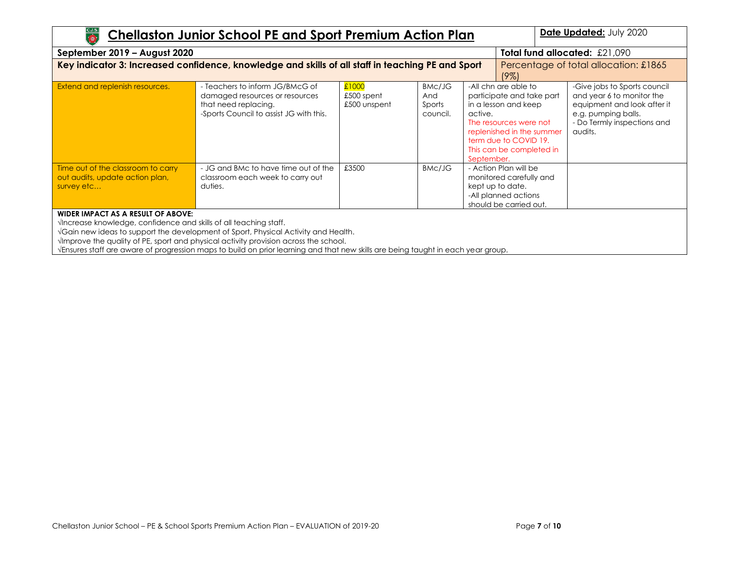# Chellaston Junior School PE and Sport Premium Action Plan

**Date Updated:** July 2020

**September 2019 – August 2020**

**Total fund allocated:** £21,090

| **Key indicator 3: Increased confidence, knowledge and skills of all staff in teaching PE and Sport** | | | | | Percentage of total allocation: £1865 (9%) |
|---|---|---|---|---|---|
| Extend and replenish resources. | - Teachers to inform JG/BMcG of damaged resources or resources that need replacing.<br>-Sports Council to assist JG with this. | £1000<br>£500 spent<br>£500 unspent | BMc/JG And Sports council. | -All chn are able to participate and take part in a lesson and keep active.<br>The resources were not replenished in the summer term due to COVID 19. This can be completed in September. | -Give jobs to Sports council and year 6 to monitor the equipment and look after it e.g. pumping balls.<br>- Do Termly inspections and audits. |
| Time out of the classroom to carry out audits, update action plan, survey etc… | - JG and BMc to have time out of the classroom each week to carry out duties. | £3500 | BMc/JG | - Action Plan will be monitored carefully and kept up to date.<br>-All planned actions should be carried out. | |

**WIDER IMPACT AS A RESULT OF ABOVE:**

√Increase knowledge, confidence and skills of all teaching staff.

√Gain new ideas to support the development of Sport, Physical Activity and Health.

√Improve the quality of PE, sport and physical activity provision across the school.

√Ensures staff are aware of progression maps to build on prior learning and that new skills are being taught in each year group.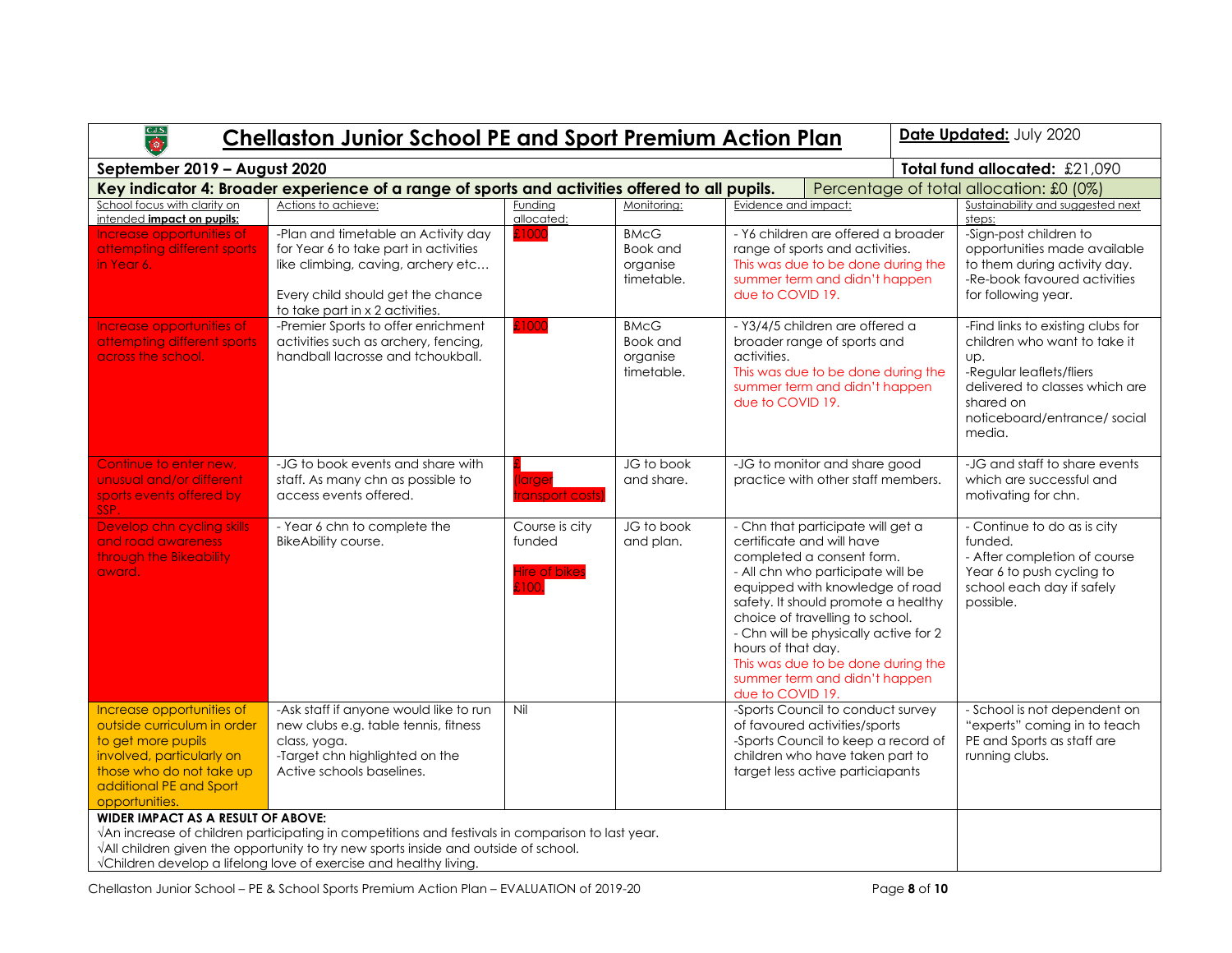# Chellaston Junior School PE and Sport Premium Action Plan

**Date Updated:** July 2020

**September 2019 – August 2020**

**Total fund allocated:** £21,090

| **Key indicator 4: Broader experience of a range of sports and activities offered to all pupils.** | | | | Percentage of total allocation: £0 (0%) | |
|---|---|---|---|---|---|
| School focus with clarity on intended **impact on pupils:** | Actions to achieve: | Funding allocated: | Monitoring: | Evidence and impact: | Sustainability and suggested next steps: |
| Increase opportunities of attempting different sports in Year 6. | -Plan and timetable an Activity day for Year 6 to take part in activities like climbing, caving, archery etc…<br><br>Every child should get the chance to take part in x 2 activities. | £1000 | BMcG Book and organise timetable. | - Y6 children are offered a broader range of sports and activities.<br>This was due to be done during the summer term and didn't happen due to COVID 19. | -Sign-post children to opportunities made available to them during activity day.<br>-Re-book favoured activities for following year. |
| Increase opportunities of attempting different sports across the school. | -Premier Sports to offer enrichment activities such as archery, fencing, handball lacrosse and tchoukball. | £1000 | BMcG Book and organise timetable. | - Y3/4/5 children are offered a broader range of sports and activities.<br>This was due to be done during the summer term and didn't happen due to COVID 19. | -Find links to existing clubs for children who want to take it up.<br>-Regular leaflets/fliers delivered to classes which are shared on noticeboard/entrance/ social media. |
| Continue to enter new, unusual and/or different sports events offered by SSP. | -JG to book events and share with staff. As many chn as possible to access events offered. | £ (larger transport costs) | JG to book and share. | -JG to monitor and share good practice with other staff members. | -JG and staff to share events which are successful and motivating for chn. |
| Develop chn cycling skills and road awareness through the Bikeability award. | - Year 6 chn to complete the BikeAbility course. | Course is city funded<br><br>Hire of bikes £100. | JG to book and plan. | - Chn that participate will get a certificate and will have completed a consent form.<br>- All chn who participate will be equipped with knowledge of road safety. It should promote a healthy choice of travelling to school.<br>- Chn will be physically active for 2 hours of that day.<br>This was due to be done during the summer term and didn't happen due to COVID 19. | - Continue to do as is city funded.<br>- After completion of course Year 6 to push cycling to school each day if safely possible. |
| Increase opportunities of outside curriculum in order to get more pupils involved, particularly on those who do not take up additional PE and Sport opportunities. | -Ask staff if anyone would like to run new clubs e.g. table tennis, fitness class, yoga.<br>-Target chn highlighted on the Active schools baselines. | Nil | | -Sports Council to conduct survey of favoured activities/sports<br>-Sports Council to keep a record of children who have taken part to target less active particiapants | - School is not dependent on "experts" coming in to teach PE and Sports as staff are running clubs. |
| **WIDER IMPACT AS A RESULT OF ABOVE:**<br>√An increase of children participating in competitions and festivals in comparison to last year.<br>√All children given the opportunity to try new sports inside and outside of school.<br>√Children develop a lifelong love of exercise and healthy living. | | | | | |

Chellaston Junior School – PE & School Sports Premium Action Plan – EVALUATION of 2019-20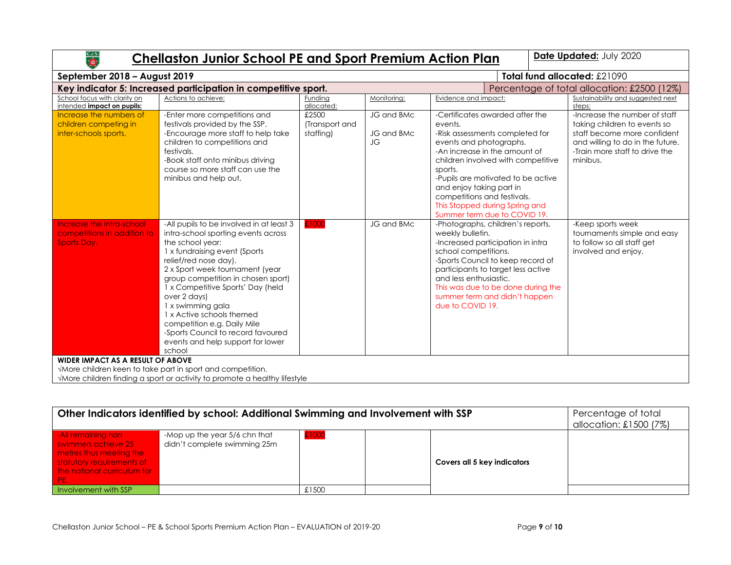# Chellaston Junior School PE and Sport Premium Action Plan

**Date Updated:** July 2020

**September 2018 – August 2019** | **Total fund allocated:** £21090

| **Key indicator 5: Increased participation in competitive sport.** | | | | Percentage of total allocation: £2500 (12%) | |
|---|---|---|---|---|---|
| School focus with clarity on intended **impact on pupils:** | Actions to achieve: | Funding allocated: | Monitoring: | Evidence and impact: | Sustainability and suggested next steps: |
| Increase the numbers of children competing in inter-schools sports. | -Enter more competitions and festivals provided by the SSP.<br>-Encourage more staff to help take children to competitions and festivals.<br>-Book staff onto minibus driving course so more staff can use the minibus and help out. | £2500 (Transport and staffing) | JG and BMc<br><br>JG and BMc<br>JG | -Certificates awarded after the events.<br>-Risk assessments completed for events and photographs.<br>-An increase in the amount of children involved with competitive sports.<br>-Pupils are motivated to be active and enjoy taking part in competitions and festivals.<br>This Stopped during Spring and Summer term due to COVID 19. | -Increase the number of staff taking children to events so staff become more confident and willing to do in the future.<br>-Train more staff to drive the minibus. |
| Increase the intra-school competitions in addition to Sports Day. | -All pupils to be involved in at least 3 intra-school sporting events across the school year:<br>1 x fundraising event (Sports relief/red nose day).<br>2 x Sport week tournament (year group competition in chosen sport)<br>1 x Competitive Sports' Day (held over 2 days)<br>1 x swimming gala<br>1 x Active schools themed competition e.g. Daily Mile<br>-Sports Council to record favoured events and help support for lower school | £1000 | JG and BMc | -Photographs, children's reports, weekly bulletin.<br>-Increased participation in intra school competitions.<br>-Sports Council to keep record of participants to target less active and less enthusiastic.<br>This was due to be done during the summer term and didn't happen due to COVID 19. | -Keep sports week tournaments simple and easy to follow so all staff get involved and enjoy. |

**WIDER IMPACT AS A RESULT OF ABOVE**

√More children keen to take part in sport and competition.

√More children finding a sport or activity to promote a healthy lifestyle

| **Other Indicators identified by school: Additional Swimming and Involvement with SSP** | | | | | Percentage of total allocation: £1500 (7%) |
|---|---|---|---|---|---|
| -All remaining non swimmers achieve 25 metres thus meeting the statutory requirements of the national curriculum for PE. | -Mop up the year 5/6 chn that didn't complete swimming 25m | £1000 | | **Covers all 5 key indicators** | |
| Involvement with SSP | | £1500 | | | |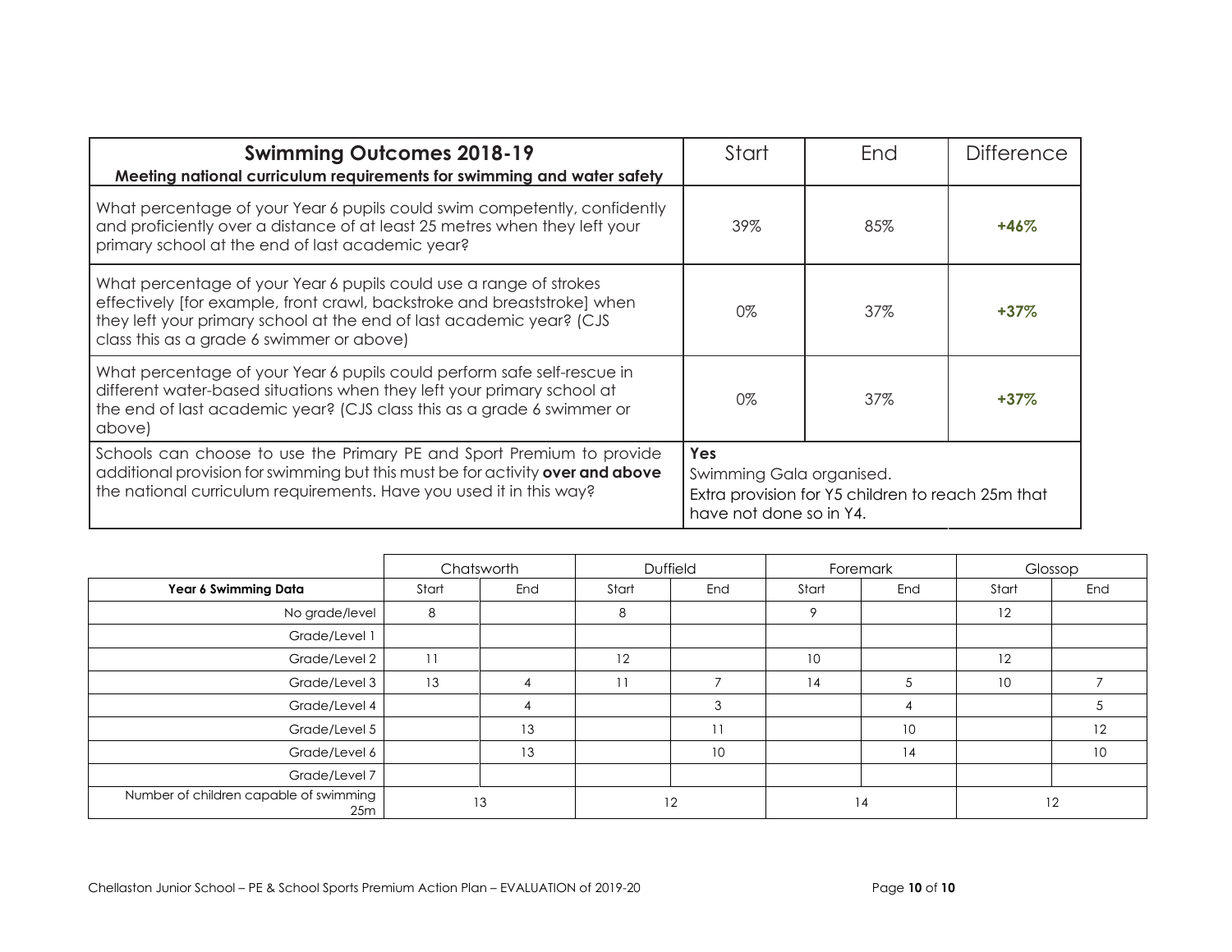| **Swimming Outcomes 2018-19**<br>**Meeting national curriculum requirements for swimming and water safety** | Start | End | Difference |
|---|---|---|---|
| What percentage of your Year 6 pupils could swim competently, confidently and proficiently over a distance of at least 25 metres when they left your primary school at the end of last academic year? | 39% | 85% | **+46%** |
| What percentage of your Year 6 pupils could use a range of strokes effectively [for example, front crawl, backstroke and breaststroke] when they left your primary school at the end of last academic year? (CJS class this as a grade 6 swimmer or above) | 0% | 37% | **+37%** |
| What percentage of your Year 6 pupils could perform safe self-rescue in different water-based situations when they left your primary school at the end of last academic year? (CJS class this as a grade 6 swimmer or above) | 0% | 37% | **+37%** |
| Schools can choose to use the Primary PE and Sport Premium to provide additional provision for swimming but this must be for activity **over and above** the national curriculum requirements. Have you used it in this way? | **Yes**<br>Swimming Gala organised.<br>Extra provision for Y5 children to reach 25m that have not done so in Y4. | | |

| | Chatsworth | | Duffield | | Foremark | | Glossop | |
|---|---|---|---|---|---|---|---|---|
| **Year 6 Swimming Data** | Start | End | Start | End | Start | End | Start | End |
| No grade/level | 8 | | 8 | | 9 | | 12 | |
| Grade/Level 1 | | | | | | | | |
| Grade/Level 2 | 11 | | 12 | | 10 | | 12 | |
| Grade/Level 3 | 13 | 4 | 11 | 7 | 14 | 5 | 10 | 7 |
| Grade/Level 4 | | 4 | | 3 | | 4 | | 5 |
| Grade/Level 5 | | 13 | | 11 | | 10 | | 12 |
| Grade/Level 6 | | 13 | | 10 | | 14 | | 10 |
| Grade/Level 7 | | | | | | | | |
| Number of children capable of swimming 25m | 13 | | 12 | | 14 | | 12 | |